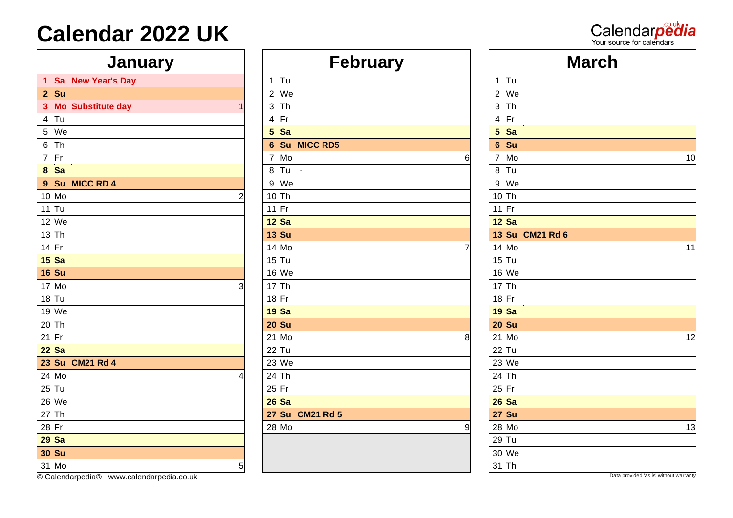# Calendar 2022 UK

Calendarpedia.co.uk — Your source for calendars

## January

| Day | Event | Week |
|---|---|---|
| **1 Sa** | **New Year's Day** | |
| **2 Su** | | |
| **3 Mo** | **Substitute day** | 1 |
| 4 Tu | | |
| 5 We | | |
| 6 Th | | |
| 7 Fr | | |
| **8 Sa** | | |
| **9 Su** | **MICC RD 4** | |
| 10 Mo | | 2 |
| 11 Tu | | |
| 12 We | | |
| 13 Th | | |
| 14 Fr | | |
| **15 Sa** | | |
| **16 Su** | | |
| 17 Mo | | 3 |
| 18 Tu | | |
| 19 We | | |
| 20 Th | | |
| 21 Fr | | |
| **22 Sa** | | |
| **23 Su** | **CM21 Rd 4** | |
| 24 Mo | | 4 |
| 25 Tu | | |
| 26 We | | |
| 27 Th | | |
| 28 Fr | | |
| **29 Sa** | | |
| **30 Su** | | |
| 31 Mo | | 5 |

## February

| Day | Event | Week |
|---|---|---|
| 1 Tu | | |
| 2 We | | |
| 3 Th | | |
| 4 Fr | | |
| **5 Sa** | | |
| **6 Su** | **MICC RD5** | |
| 7 Mo | | 6 |
| 8 Tu | - | |
| 9 We | | |
| 10 Th | | |
| 11 Fr | | |
| **12 Sa** | | |
| **13 Su** | | |
| 14 Mo | | 7 |
| 15 Tu | | |
| 16 We | | |
| 17 Th | | |
| 18 Fr | | |
| **19 Sa** | | |
| **20 Su** | | |
| 21 Mo | | 8 |
| 22 Tu | | |
| 23 We | | |
| 24 Th | | |
| 25 Fr | | |
| **26 Sa** | | |
| **27 Su** | **CM21 Rd 5** | |
| 28 Mo | | 9 |

## March

| Day | Event | Week |
|---|---|---|
| 1 Tu | | |
| 2 We | | |
| 3 Th | | |
| 4 Fr | | |
| **5 Sa** | | |
| **6 Su** | | |
| 7 Mo | | 10 |
| 8 Tu | | |
| 9 We | | |
| 10 Th | | |
| 11 Fr | | |
| **12 Sa** | | |
| **13 Su** | **CM21 Rd 6** | |
| 14 Mo | | 11 |
| 15 Tu | | |
| 16 We | | |
| 17 Th | | |
| 18 Fr | | |
| **19 Sa** | | |
| **20 Su** | | |
| 21 Mo | | 12 |
| 22 Tu | | |
| 23 We | | |
| 24 Th | | |
| 25 Fr | | |
| **26 Sa** | | |
| **27 Su** | | |
| 28 Mo | | 13 |
| 29 Tu | | |
| 30 We | | |
| 31 Th | | |

© Calendarpedia® www.calendarpedia.co.uk

Data provided 'as is' without warranty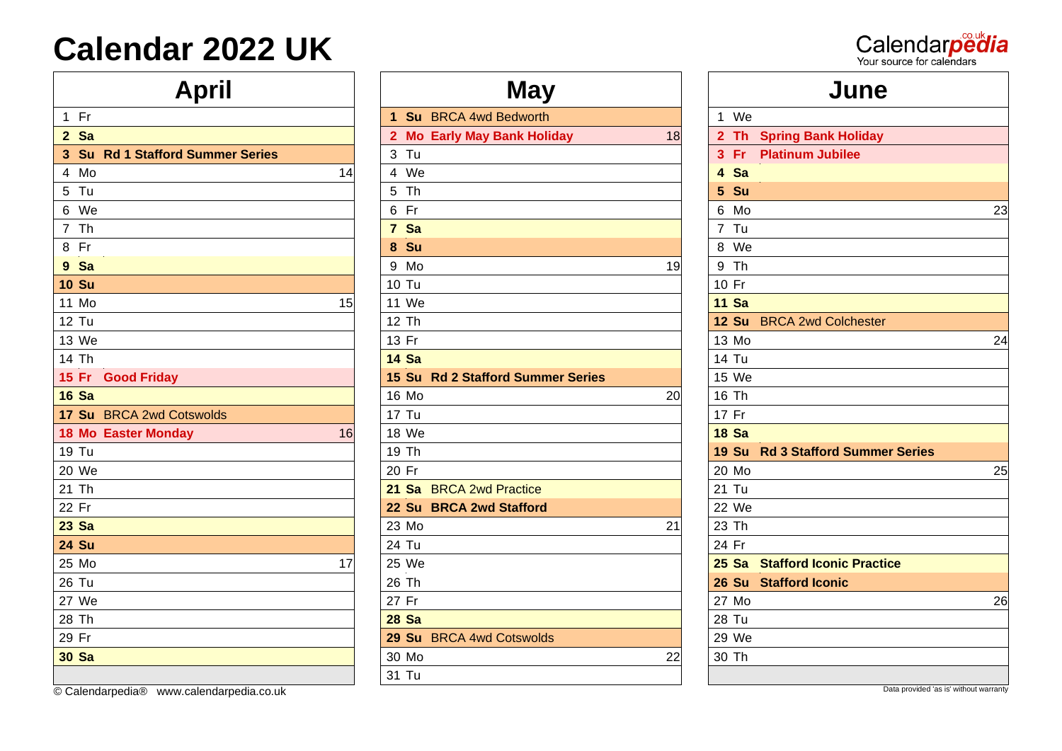# Calendar 2022 UK

## April

| Day | | Event | Week |
|---|---|---|---|
| 1 | Fr | | |
| **2** | **Sa** | | |
| **3** | **Su** | **Rd 1 Stafford Summer Series** | |
| 4 | Mo | | 14 |
| 5 | Tu | | |
| 6 | We | | |
| 7 | Th | | |
| 8 | Fr | | |
| **9** | **Sa** | | |
| **10** | **Su** | | |
| 11 | Mo | | 15 |
| 12 | Tu | | |
| 13 | We | | |
| 14 | Th | | |
| **15** | **Fr** | **Good Friday** | |
| **16** | **Sa** | | |
| **17** | **Su** | BRCA 2wd Cotswolds | |
| **18** | **Mo** | **Easter Monday** | 16 |
| 19 | Tu | | |
| 20 | We | | |
| 21 | Th | | |
| 22 | Fr | | |
| **23** | **Sa** | | |
| **24** | **Su** | | |
| 25 | Mo | | 17 |
| 26 | Tu | | |
| 27 | We | | |
| 28 | Th | | |
| 29 | Fr | | |
| **30** | **Sa** | | |

## May

| Day | | Event | Week |
|---|---|---|---|
| **1** | **Su** | BRCA 4wd Bedworth | |
| **2** | **Mo** | **Early May Bank Holiday** | 18 |
| 3 | Tu | | |
| 4 | We | | |
| 5 | Th | | |
| 6 | Fr | | |
| **7** | **Sa** | | |
| **8** | **Su** | | |
| 9 | Mo | | 19 |
| 10 | Tu | | |
| 11 | We | | |
| 12 | Th | | |
| 13 | Fr | | |
| **14** | **Sa** | | |
| **15** | **Su** | **Rd 2 Stafford Summer Series** | |
| 16 | Mo | | 20 |
| 17 | Tu | | |
| 18 | We | | |
| 19 | Th | | |
| 20 | Fr | | |
| **21** | **Sa** | BRCA 2wd Practice | |
| **22** | **Su** | **BRCA 2wd Stafford** | |
| 23 | Mo | | 21 |
| 24 | Tu | | |
| 25 | We | | |
| 26 | Th | | |
| 27 | Fr | | |
| **28** | **Sa** | | |
| **29** | **Su** | BRCA 4wd Cotswolds | |
| 30 | Mo | | 22 |
| 31 | Tu | | |

## June

| Day | | Event | Week |
|---|---|---|---|
| 1 | We | | |
| **2** | **Th** | **Spring Bank Holiday** | |
| **3** | **Fr** | **Platinum Jubilee** | |
| **4** | **Sa** | | |
| **5** | **Su** | | |
| 6 | Mo | | 23 |
| 7 | Tu | | |
| 8 | We | | |
| 9 | Th | | |
| 10 | Fr | | |
| **11** | **Sa** | | |
| **12** | **Su** | BRCA 2wd Colchester | |
| 13 | Mo | | 24 |
| 14 | Tu | | |
| 15 | We | | |
| 16 | Th | | |
| 17 | Fr | | |
| **18** | **Sa** | | |
| **19** | **Su** | **Rd 3 Stafford Summer Series** | |
| 20 | Mo | | 25 |
| 21 | Tu | | |
| 22 | We | | |
| 23 | Th | | |
| 24 | Fr | | |
| **25** | **Sa** | **Stafford Iconic Practice** | |
| **26** | **Su** | **Stafford Iconic** | |
| 27 | Mo | | 26 |
| 28 | Tu | | |
| 29 | We | | |
| 30 | Th | | |

© Calendarpedia® www.calendarpedia.co.uk

Data provided 'as is' without warranty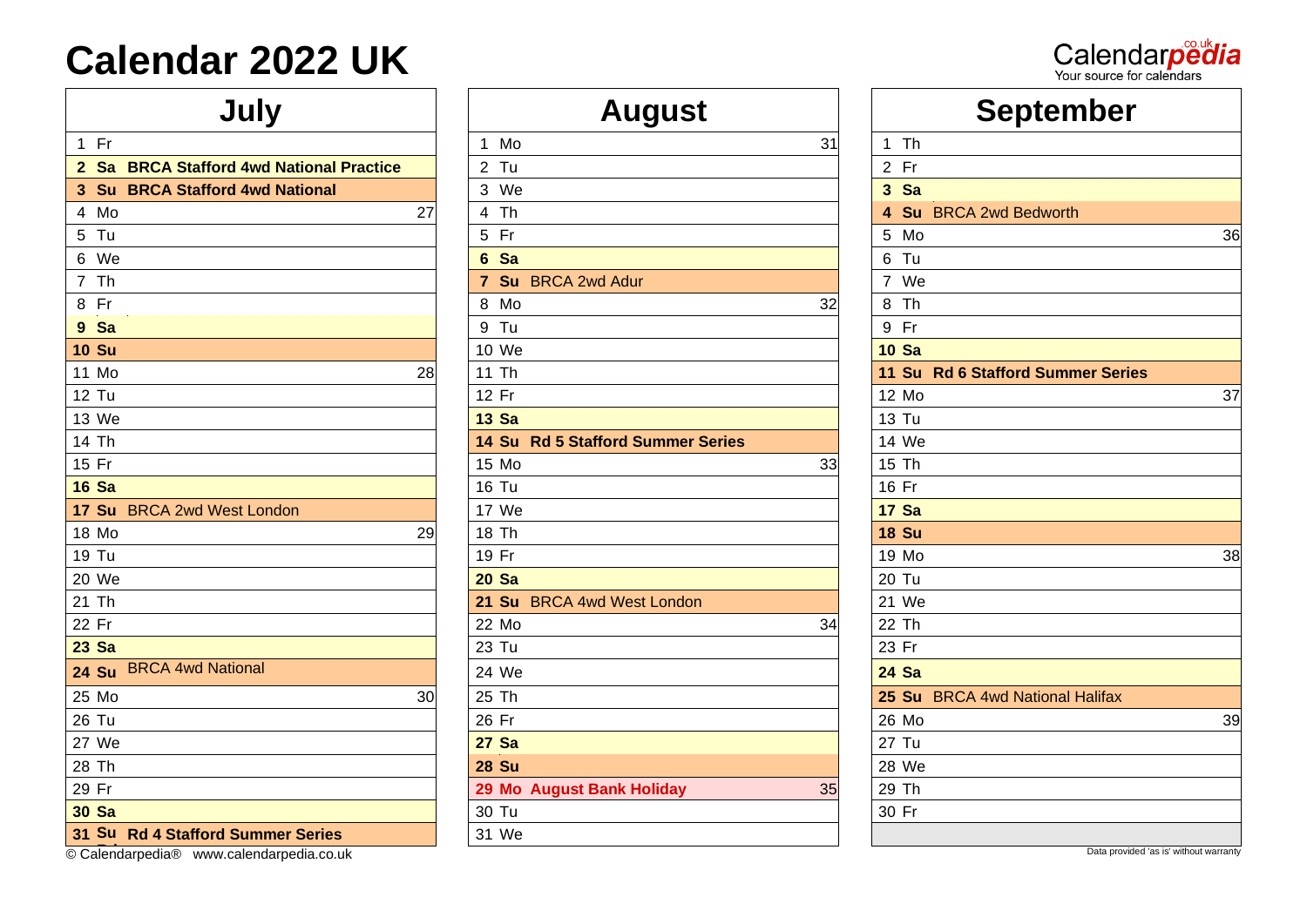# Calendar 2022 UK

## July

| Day | | Event | Week |
|---|---|---|---|
| 1 | Fr | | |
| **2** | **Sa** | **BRCA Stafford 4wd National Practice** | |
| **3** | **Su** | **BRCA Stafford 4wd National** | |
| 4 | Mo | | 27 |
| 5 | Tu | | |
| 6 | We | | |
| 7 | Th | | |
| 8 | Fr | | |
| **9** | **Sa** | | |
| **10** | **Su** | | |
| 11 | Mo | | 28 |
| 12 | Tu | | |
| 13 | We | | |
| 14 | Th | | |
| 15 | Fr | | |
| **16** | **Sa** | | |
| **17** | **Su** | BRCA 2wd West London | |
| 18 | Mo | | 29 |
| 19 | Tu | | |
| 20 | We | | |
| 21 | Th | | |
| 22 | Fr | | |
| **23** | **Sa** | | |
| **24** | **Su** | BRCA 4wd National | |
| 25 | Mo | | 30 |
| 26 | Tu | | |
| 27 | We | | |
| 28 | Th | | |
| 29 | Fr | | |
| **30** | **Sa** | | |
| **31** | **Su** | **Rd 4 Stafford Summer Series** | |

## August

| Day | | Event | Week |
|---|---|---|---|
| 1 | Mo | | 31 |
| 2 | Tu | | |
| 3 | We | | |
| 4 | Th | | |
| 5 | Fr | | |
| **6** | **Sa** | | |
| **7** | **Su** | BRCA 2wd Adur | |
| 8 | Mo | | 32 |
| 9 | Tu | | |
| 10 | We | | |
| 11 | Th | | |
| 12 | Fr | | |
| **13** | **Sa** | | |
| **14** | **Su** | **Rd 5 Stafford Summer Series** | |
| 15 | Mo | | 33 |
| 16 | Tu | | |
| 17 | We | | |
| 18 | Th | | |
| 19 | Fr | | |
| **20** | **Sa** | | |
| **21** | **Su** | BRCA 4wd West London | |
| 22 | Mo | | 34 |
| 23 | Tu | | |
| 24 | We | | |
| 25 | Th | | |
| 26 | Fr | | |
| **27** | **Sa** | | |
| **28** | **Su** | | |
| **29** | **Mo** | **August Bank Holiday** | 35 |
| 30 | Tu | | |
| 31 | We | | |

## September

| Day | | Event | Week |
|---|---|---|---|
| 1 | Th | | |
| 2 | Fr | | |
| **3** | **Sa** | | |
| **4** | **Su** | BRCA 2wd Bedworth | |
| 5 | Mo | | 36 |
| 6 | Tu | | |
| 7 | We | | |
| 8 | Th | | |
| 9 | Fr | | |
| **10** | **Sa** | | |
| **11** | **Su** | **Rd 6 Stafford Summer Series** | |
| 12 | Mo | | 37 |
| 13 | Tu | | |
| 14 | We | | |
| 15 | Th | | |
| 16 | Fr | | |
| **17** | **Sa** | | |
| **18** | **Su** | | |
| 19 | Mo | | 38 |
| 20 | Tu | | |
| 21 | We | | |
| 22 | Th | | |
| 23 | Fr | | |
| **24** | **Sa** | | |
| **25** | **Su** | BRCA 4wd National Halifax | |
| 26 | Mo | | 39 |
| 27 | Tu | | |
| 28 | We | | |
| 29 | Th | | |
| 30 | Fr | | |

© Calendarpedia® www.calendarpedia.co.uk

Data provided 'as is' without warranty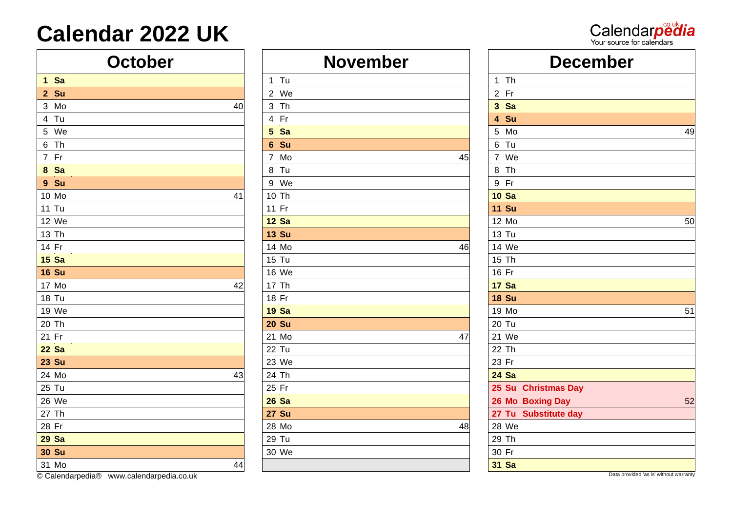# Calendar 2022 UK

Calendarpedia.co.uk
Your source for calendars

| October | | | November | | | December | | |
|---|---|---|---|---|---|---|---|---|
| 1 Sa | | | 1 Tu | | | 1 Th | | |
| 2 Su | | | 2 We | | | 2 Fr | | |
| 3 Mo | | 40 | 3 Th | | | 3 Sa | | |
| 4 Tu | | | 4 Fr | | | 4 Su | | |
| 5 We | | | 5 Sa | | | 5 Mo | | 49 |
| 6 Th | | | 6 Su | | | 6 Tu | | |
| 7 Fr | | | 7 Mo | | 45 | 7 We | | |
| 8 Sa | | | 8 Tu | | | 8 Th | | |
| 9 Su | | | 9 We | | | 9 Fr | | |
| 10 Mo | | 41 | 10 Th | | | 10 Sa | | |
| 11 Tu | | | 11 Fr | | | 11 Su | | |
| 12 We | | | 12 Sa | | | 12 Mo | | 50 |
| 13 Th | | | 13 Su | | | 13 Tu | | |
| 14 Fr | | | 14 Mo | | 46 | 14 We | | |
| 15 Sa | | | 15 Tu | | | 15 Th | | |
| 16 Su | | | 16 We | | | 16 Fr | | |
| 17 Mo | | 42 | 17 Th | | | 17 Sa | | |
| 18 Tu | | | 18 Fr | | | 18 Su | | |
| 19 We | | | 19 Sa | | | 19 Mo | | 51 |
| 20 Th | | | 20 Su | | | 20 Tu | | |
| 21 Fr | | | 21 Mo | | 47 | 21 We | | |
| 22 Sa | | | 22 Tu | | | 22 Th | | |
| 23 Su | | | 23 We | | | 23 Fr | | |
| 24 Mo | | 43 | 24 Th | | | 24 Sa | | |
| 25 Tu | | | 25 Fr | | | 25 Su | Christmas Day | |
| 26 We | | | 26 Sa | | | 26 Mo | Boxing Day | 52 |
| 27 Th | | | 27 Su | | | 27 Tu | Substitute day | |
| 28 Fr | | | 28 Mo | | 48 | 28 We | | |
| 29 Sa | | | 29 Tu | | | 29 Th | | |
| 30 Su | | | 30 We | | | 30 Fr | | |
| 31 Mo | | 44 | | | | 31 Sa | | |

© Calendarpedia® www.calendarpedia.co.uk

Data provided 'as is' without warranty